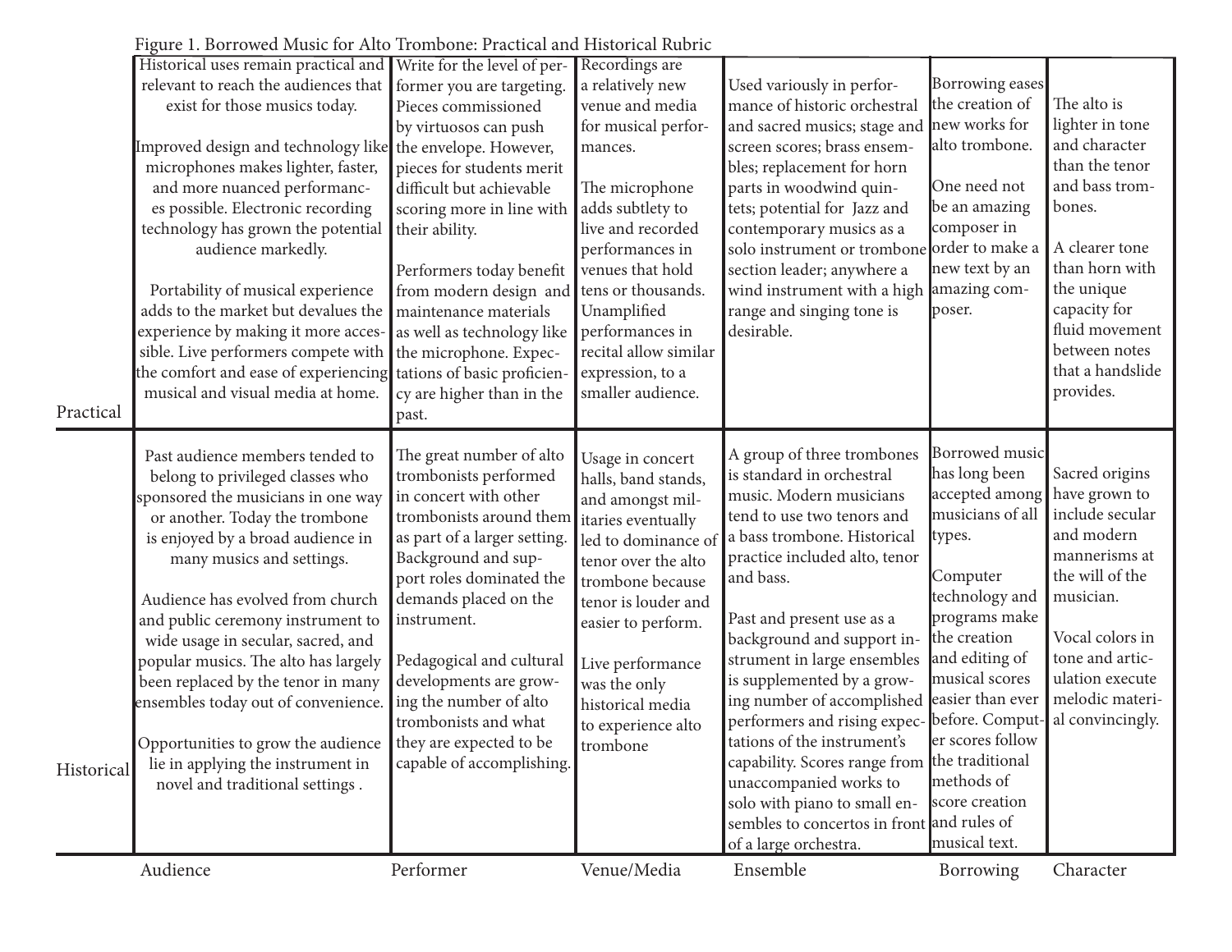Figure 1. Borrowed Music for Alto Trombone: Practical and Historical Rubric

| | Audience | Performer | Venue/Media | Ensemble | Borrowing | Character |
|---|---|---|---|---|---|---|
| Practical | Historical uses remain practical and relevant to reach the audiences that exist for those musics today.<br><br>Improved design and technology like microphones makes lighter, faster, and more nuanced performances possible. Electronic recording technology has grown the potential audience markedly.<br><br>Portability of musical experience adds to the market but devalues the experience by making it more accessible. Live performers compete with the comfort and ease of experiencing musical and visual media at home. | Write for the level of performer you are targeting. Pieces commissioned by virtuosos can push the envelope. However, pieces for students merit difficult but achievable scoring more in line with their ability.<br><br>Performers today benefit from modern design and maintenance materials as well as technology like the microphone. Expectations of basic proficiency are higher than in the past. | Recordings are a relatively new venue and media for musical performances.<br><br>The microphone adds subtlety to live and recorded performances in venues that hold tens or thousands. Unamplified performances in recital allow similar expression, to a smaller audience. | Used variously in performance of historic orchestral and sacred musics; stage and screen scores; brass ensembles; replacement for horn parts in woodwind quintets; potential for Jazz and contemporary musics as a solo instrument or trombone section leader; anywhere a wind instrument with a high range and singing tone is desirable. | Borrowing eases the creation of new works for alto trombone.<br><br>One need not be an amazing composer in order to make a new text by an amazing composer. | The alto is lighter in tone and character than the tenor and bass trombones.<br><br>A clearer tone than horn with the unique capacity for fluid movement between notes that a handslide provides. |
| Historical | Past audience members tended to belong to privileged classes who sponsored the musicians in one way or another. Today the trombone is enjoyed by a broad audience in many musics and settings.<br><br>Audience has evolved from church and public ceremony instrument to wide usage in secular, sacred, and popular musics. The alto has largely been replaced by the tenor in many ensembles today out of convenience.<br><br>Opportunities to grow the audience lie in applying the instrument in novel and traditional settings . | The great number of alto trombonists performed in concert with other trombonists around them as part of a larger setting. Background and support roles dominated the demands placed on the instrument.<br><br>Pedagogical and cultural developments are growing the number of alto trombonists and what they are expected to be capable of accomplishing. | Usage in concert halls, band stands, and amongst militaries eventually led to dominance of tenor over the alto trombone because tenor is louder and easier to perform.<br><br>Live performance was the only historical media to experience alto trombone | A group of three trombones is standard in orchestral music. Modern musicians tend to use two tenors and a bass trombone. Historical practice included alto, tenor and bass.<br><br>Past and present use as a background and support instrument in large ensembles is supplemented by a growing number of accomplished performers and rising expectations of the instrument's capability. Scores range from unaccompanied works to solo with piano to small ensembles to concertos in front of a large orchestra. | Borrowed music has long been accepted among musicians of all types.<br><br>Computer technology and programs make the creation and editing of musical scores easier than ever before. Computer scores follow the traditional methods of score creation and rules of musical text. | Sacred origins have grown to include secular and modern mannerisms at the will of the musician.<br><br>Vocal colors in tone and articulation execute melodic material convincingly. |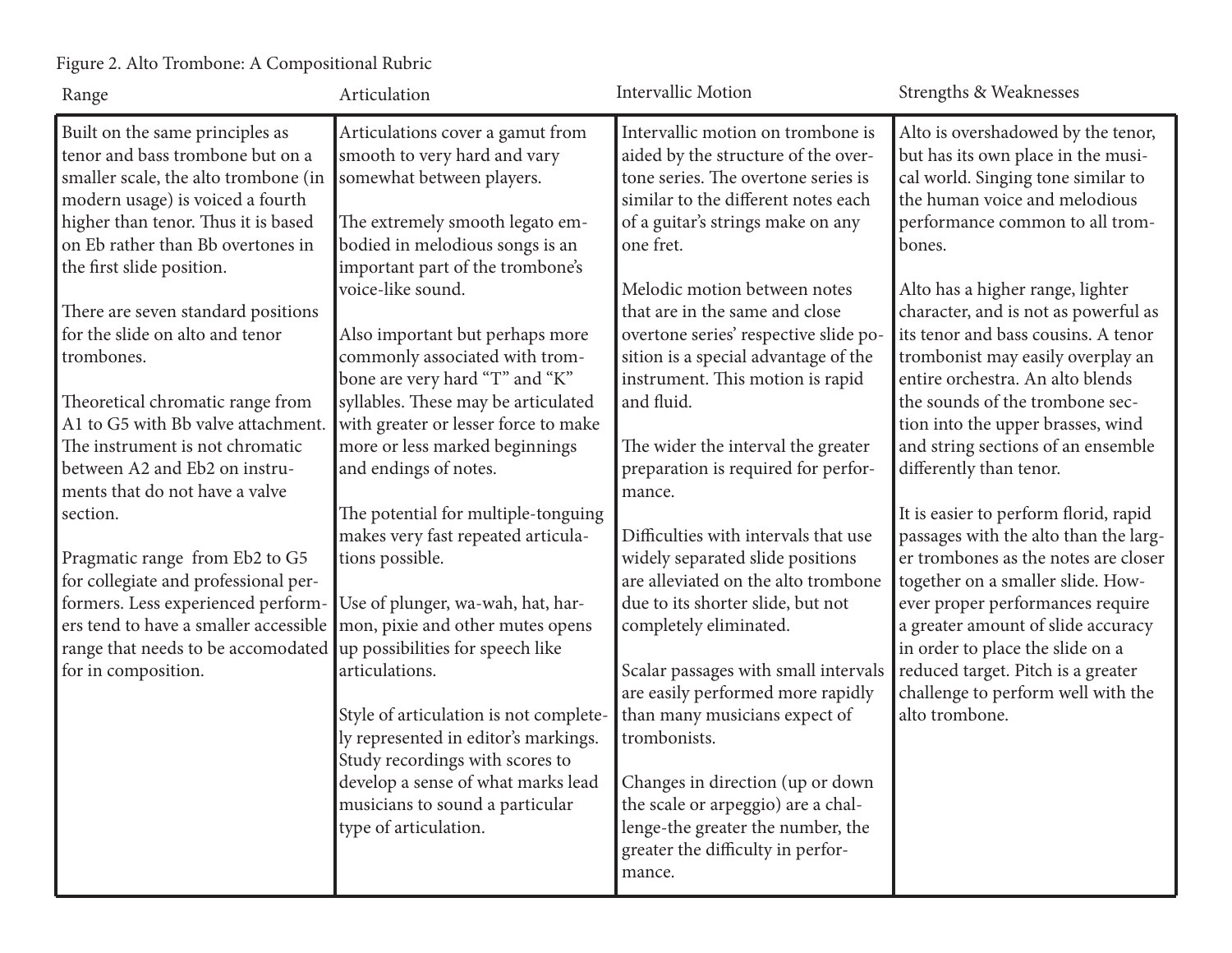Figure 2. Alto Trombone: A Compositional Rubric

| Range | Articulation | Intervallic Motion | Strengths & Weaknesses |
|---|---|---|---|
| Built on the same principles as tenor and bass trombone but on a smaller scale, the alto trombone (in modern usage) is voiced a fourth higher than tenor. Thus it is based on Eb rather than Bb overtones in the first slide position.<br><br>There are seven standard positions for the slide on alto and tenor trombones.<br><br>Theoretical chromatic range from A1 to G5 with Bb valve attachment. The instrument is not chromatic between A2 and Eb2 on instruments that do not have a valve section.<br><br>Pragmatic range from Eb2 to G5 for collegiate and professional performers. Less experienced performers tend to have a smaller accessible range that needs to be accomodated for in composition. | Articulations cover a gamut from smooth to very hard and vary somewhat between players.<br><br>The extremely smooth legato embodied in melodious songs is an important part of the trombone's voice-like sound.<br><br>Also important but perhaps more commonly associated with trombone are very hard "T" and "K" syllables. These may be articulated with greater or lesser force to make more or less marked beginnings and endings of notes.<br><br>The potential for multiple-tonguing makes very fast repeated articulations possible.<br><br>Use of plunger, wa-wah, hat, harmon, pixie and other mutes opens up possibilities for speech like articulations.<br><br>Style of articulation is not completely represented in editor's markings. Study recordings with scores to develop a sense of what marks lead musicians to sound a particular type of articulation. | Intervallic motion on trombone is aided by the structure of the overtone series. The overtone series is similar to the different notes each of a guitar's strings make on any one fret.<br><br>Melodic motion between notes that are in the same and close overtone series' respective slide position is a special advantage of the instrument. This motion is rapid and fluid.<br><br>The wider the interval the greater preparation is required for performance.<br><br>Difficulties with intervals that use widely separated slide positions are alleviated on the alto trombone due to its shorter slide, but not completely eliminated.<br><br>Scalar passages with small intervals are easily performed more rapidly than many musicians expect of trombonists.<br><br>Changes in direction (up or down the scale or arpeggio) are a challenge-the greater the number, the greater the difficulty in performance. | Alto is overshadowed by the tenor, but has its own place in the musical world. Singing tone similar to the human voice and melodious performance common to all trombones.<br><br>Alto has a higher range, lighter character, and is not as powerful as its tenor and bass cousins. A tenor trombonist may easily overplay an entire orchestra. An alto blends the sounds of the trombone section into the upper brasses, wind and string sections of an ensemble differently than tenor.<br><br>It is easier to perform florid, rapid passages with the alto than the larger trombones as the notes are closer together on a smaller slide. However proper performances require a greater amount of slide accuracy in order to place the slide on a reduced target. Pitch is a greater challenge to perform well with the alto trombone. |